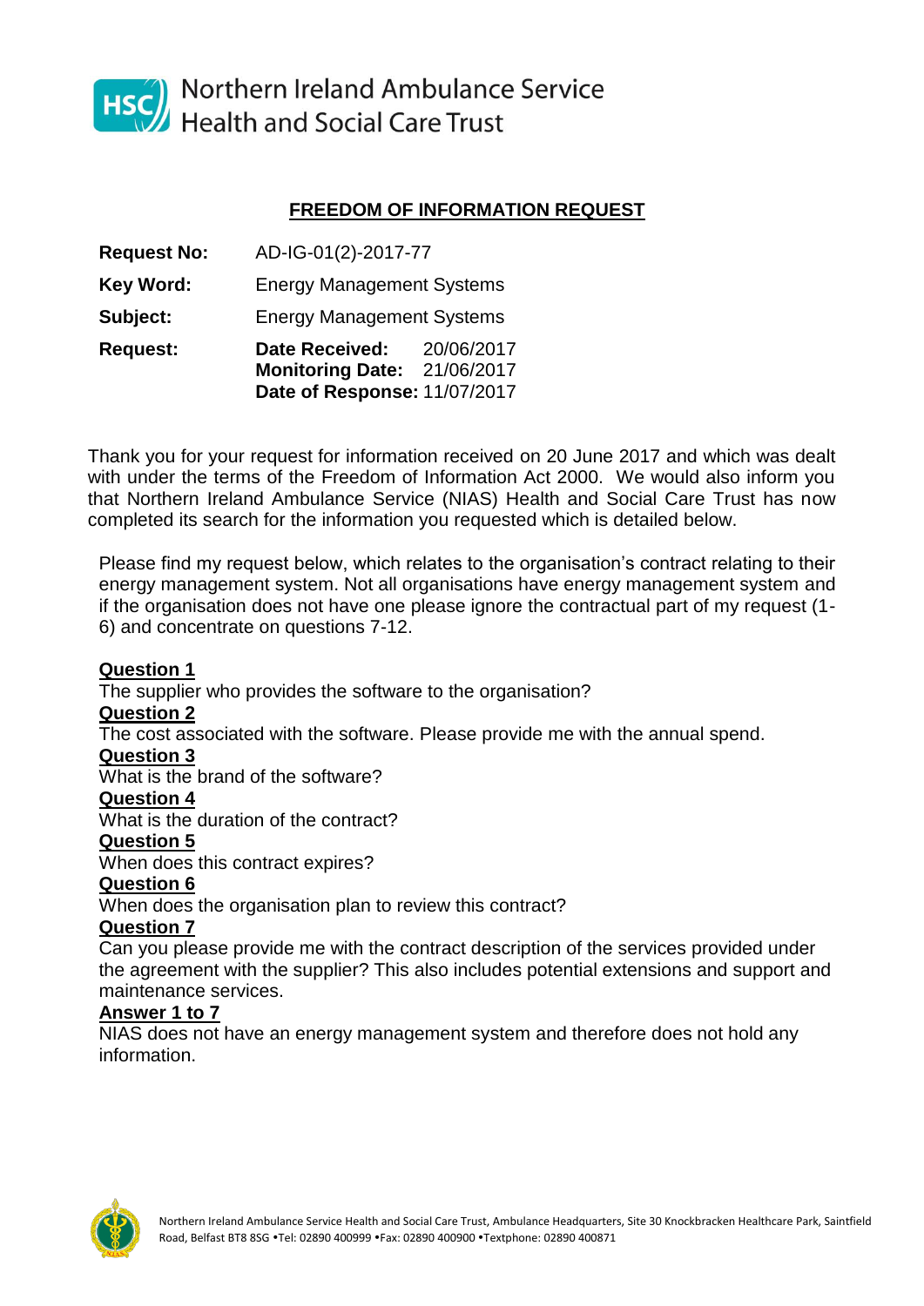Northern Ireland Ambulance Service
Health and Social Care Trust

## FREEDOM OF INFORMATION REQUEST

**Request No:** AD-IG-01(2)-2017-77

**Key Word:** Energy Management Systems

**Subject:** Energy Management Systems

**Request:** **Date Received:** 20/06/2017
**Monitoring Date:** 21/06/2017
**Date of Response:** 11/07/2017

Thank you for your request for information received on 20 June 2017 and which was dealt with under the terms of the Freedom of Information Act 2000. We would also inform you that Northern Ireland Ambulance Service (NIAS) Health and Social Care Trust has now completed its search for the information you requested which is detailed below.

Please find my request below, which relates to the organisation's contract relating to their energy management system. Not all organisations have energy management system and if the organisation does not have one please ignore the contractual part of my request (1-6) and concentrate on questions 7-12.

**Question 1**
The supplier who provides the software to the organisation?

**Question 2**
The cost associated with the software. Please provide me with the annual spend.

**Question 3**
What is the brand of the software?

**Question 4**
What is the duration of the contract?

**Question 5**
When does this contract expires?

**Question 6**
When does the organisation plan to review this contract?

**Question 7**
Can you please provide me with the contract description of the services provided under the agreement with the supplier? This also includes potential extensions and support and maintenance services.

**Answer 1 to 7**
NIAS does not have an energy management system and therefore does not hold any information.

Northern Ireland Ambulance Service Health and Social Care Trust, Ambulance Headquarters, Site 30 Knockbracken Healthcare Park, Saintfield Road, Belfast BT8 8SG •Tel: 02890 400999 •Fax: 02890 400900 •Textphone: 02890 400871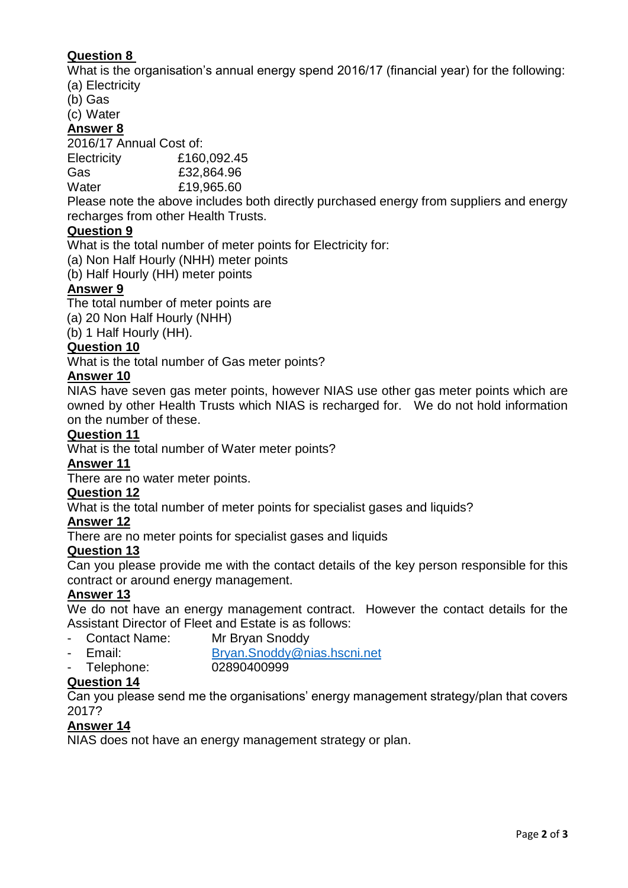**Question 8**

What is the organisation's annual energy spend 2016/17 (financial year) for the following:

(a) Electricity

(b) Gas

(c) Water

**Answer 8**

2016/17 Annual Cost of:

| | |
|---|---|
| Electricity | £160,092.45 |
| Gas | £32,864.96 |
| Water | £19,965.60 |

Please note the above includes both directly purchased energy from suppliers and energy recharges from other Health Trusts.

**Question 9**

What is the total number of meter points for Electricity for:

(a) Non Half Hourly (NHH) meter points

(b) Half Hourly (HH) meter points

**Answer 9**

The total number of meter points are

(a) 20 Non Half Hourly (NHH)

(b) 1 Half Hourly (HH).

**Question 10**

What is the total number of Gas meter points?

**Answer 10**

NIAS have seven gas meter points, however NIAS use other gas meter points which are owned by other Health Trusts which NIAS is recharged for. We do not hold information on the number of these.

**Question 11**

What is the total number of Water meter points?

**Answer 11**

There are no water meter points.

**Question 12**

What is the total number of meter points for specialist gases and liquids?

**Answer 12**

There are no meter points for specialist gases and liquids

**Question 13**

Can you please provide me with the contact details of the key person responsible for this contract or around energy management.

**Answer 13**

We do not have an energy management contract. However the contact details for the Assistant Director of Fleet and Estate is as follows:

- Contact Name: Mr Bryan Snoddy
- Email: Bryan.Snoddy@nias.hscni.net
- Telephone: 02890400999

**Question 14**

Can you please send me the organisations' energy management strategy/plan that covers 2017?

**Answer 14**

NIAS does not have an energy management strategy or plan.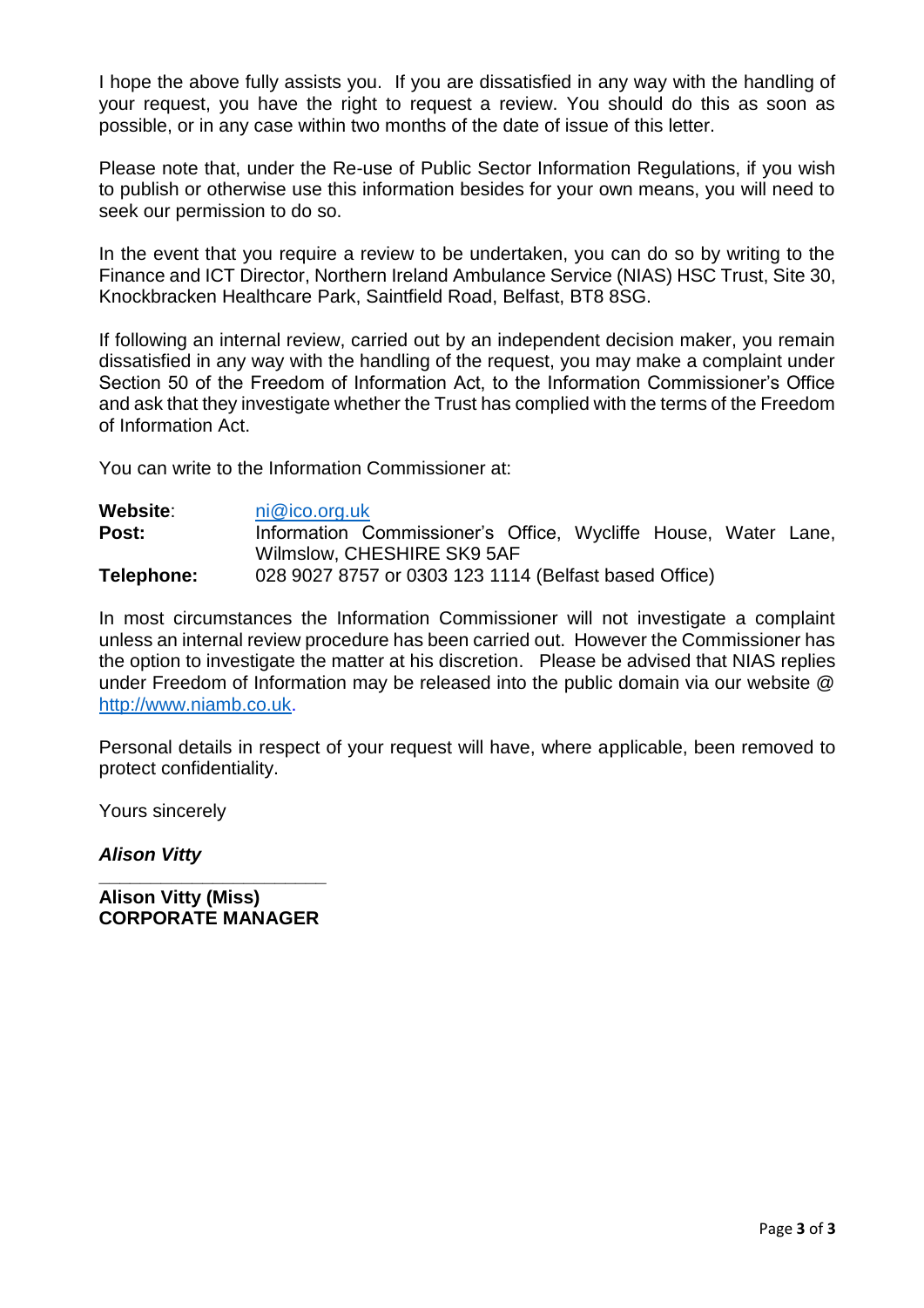I hope the above fully assists you. If you are dissatisfied in any way with the handling of your request, you have the right to request a review. You should do this as soon as possible, or in any case within two months of the date of issue of this letter.

Please note that, under the Re-use of Public Sector Information Regulations, if you wish to publish or otherwise use this information besides for your own means, you will need to seek our permission to do so.

In the event that you require a review to be undertaken, you can do so by writing to the Finance and ICT Director, Northern Ireland Ambulance Service (NIAS) HSC Trust, Site 30, Knockbracken Healthcare Park, Saintfield Road, Belfast, BT8 8SG.

If following an internal review, carried out by an independent decision maker, you remain dissatisfied in any way with the handling of the request, you may make a complaint under Section 50 of the Freedom of Information Act, to the Information Commissioner's Office and ask that they investigate whether the Trust has complied with the terms of the Freedom of Information Act.

You can write to the Information Commissioner at:

| | |
|---|---|
| **Website**: | ni@ico.org.uk |
| **Post:** | Information Commissioner's Office, Wycliffe House, Water Lane, Wilmslow, CHESHIRE SK9 5AF |
| **Telephone:** | 028 9027 8757 or 0303 123 1114 (Belfast based Office) |

In most circumstances the Information Commissioner will not investigate a complaint unless an internal review procedure has been carried out. However the Commissioner has the option to investigate the matter at his discretion. Please be advised that NIAS replies under Freedom of Information may be released into the public domain via our website @ http://www.niamb.co.uk.

Personal details in respect of your request will have, where applicable, been removed to protect confidentiality.

Yours sincerely

***Alison Vitty***

**Alison Vitty (Miss)**
**CORPORATE MANAGER**